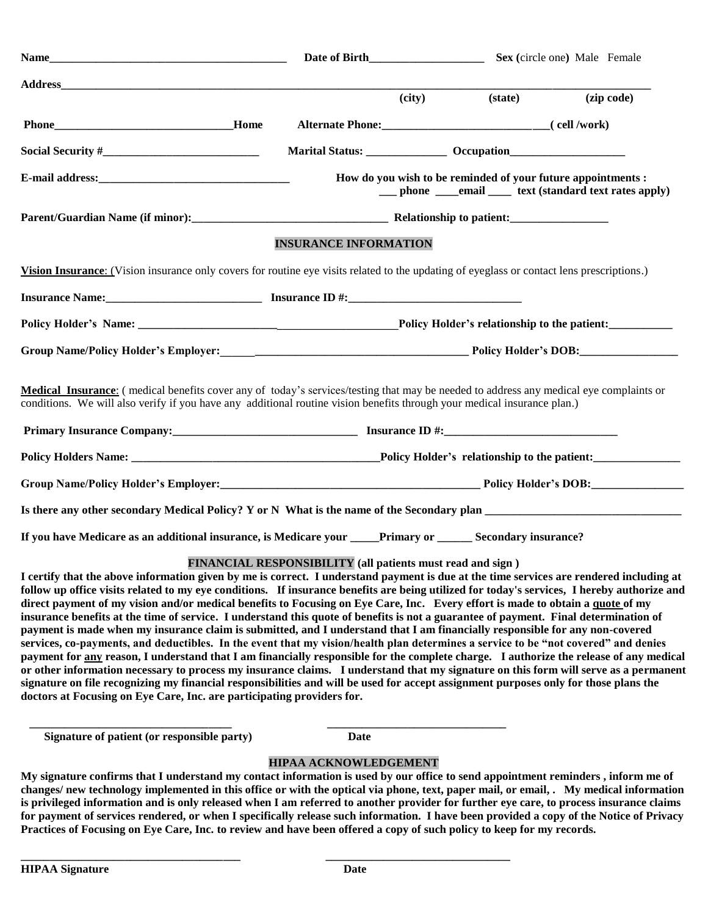**Name**__________________________________________ **Date of Birth**____________________ **Sex (**circle one**)** Male Female

**Address**__________________________________________________________________________________________

**(city) (state) (zip code)**

**Phone**______________________________**Home** **Alternate Phone:**____________________________**( cell /work)**

**Social Security #**___________________________ **Marital Status:** ______________ **Occupation**____________________

**E-mail address:**_________________________________ **How do you wish to be reminded of your future appointments :**
**___ phone ____email ____ text (standard text rates apply)**

**Parent/Guardian Name (if minor):**_________________________________ **Relationship to patient:**_________________

## INSURANCE INFORMATION

**Vision Insurance**: (Vision insurance only covers for routine eye visits related to the updating of eyeglass or contact lens prescriptions.)

**Insurance Name:**___________________________ **Insurance ID #:**______________________________

**Policy Holder's Name:** ____________________________________________**Policy Holder's relationship to the patient:**___________

**Group Name/Policy Holder's Employer:**____________________________________________ **Policy Holder's DOB:**_________________

**Medical Insurance**: ( medical benefits cover any of today's services/testing that may be needed to address any medical eye complaints or conditions. We will also verify if you have any additional routine vision benefits through your medical insurance plan.)

**Primary Insurance Company:**________________________________ **Insurance ID #:**______________________________

**Policy Holders Name:** ____________________________________________**Policy Holder's relationship to the patient:**_______________

**Group Name/Policy Holder's Employer:**______________________________________________ **Policy Holder's DOB:**________________

**Is there any other secondary Medical Policy? Y or N What is the name of the Secondary plan** __________________________________

**If you have Medicare as an additional insurance, is Medicare your _____Primary or ______ Secondary insurance?**

## FINANCIAL RESPONSIBILITY (all patients must read and sign )

**I certify that the above information given by me is correct. I understand payment is due at the time services are rendered including at follow up office visits related to my eye conditions. If insurance benefits are being utilized for today's services, I hereby authorize and direct payment of my vision and/or medical benefits to Focusing on Eye Care, Inc. Every effort is made to obtain a quote of my insurance benefits at the time of service. I understand this quote of benefits is not a guarantee of payment. Final determination of payment is made when my insurance claim is submitted, and I understand that I am financially responsible for any non-covered services, co-payments, and deductibles. In the event that my vision/health plan determines a service to be "not covered" and denies payment for any reason, I understand that I am financially responsible for the complete charge. I authorize the release of any medical or other information necessary to process my insurance claims. I understand that my signature on this form will serve as a permanent signature on file recognizing my financial responsibilities and will be used for accept assignment purposes only for those plans the doctors at Focusing on Eye Care, Inc. are participating providers for.**

___________________________________ ________________________________

**Signature of patient (or responsible party) Date**

## HIPAA ACKNOWLEDGEMENT

**My signature confirms that I understand my contact information is used by our office to send appointment reminders , inform me of changes/ new technology implemented in this office or with the optical via phone, text, paper mail, or email, . My medical information is privileged information and is only released when I am referred to another provider for further eye care, to process insurance claims for payment of services rendered, or when I specifically release such information. I have been provided a copy of the Notice of Privacy Practices of Focusing on Eye Care, Inc. to review and have been offered a copy of such policy to keep for my records.**

______________________________________ ________________________________

**HIPAA Signature Date**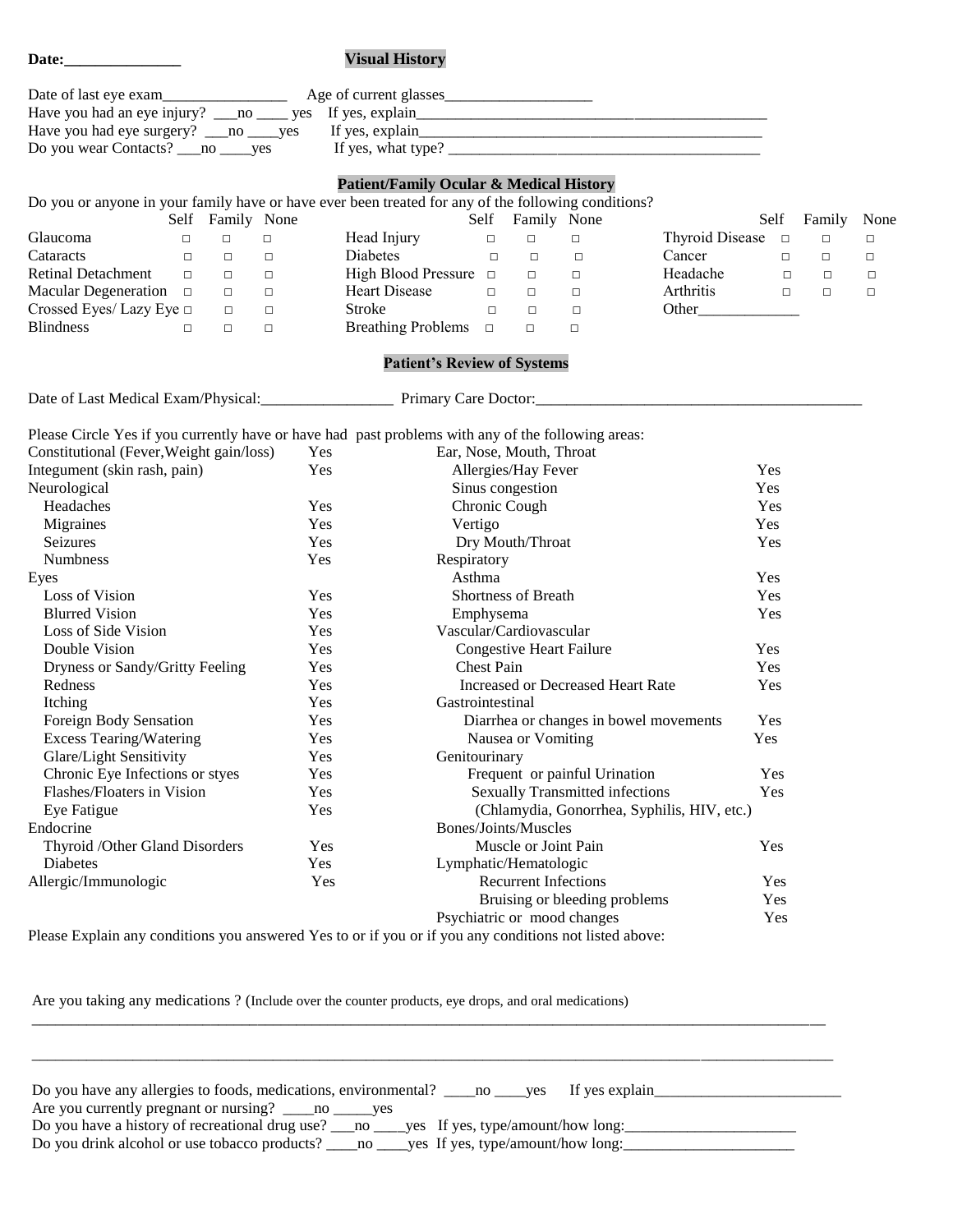**Date:_______________**

## Visual History

Date of last eye exam________________ Age of current glasses___________________

Have you had an eye injury? ___no ____ yes If yes, explain_______________________________________________

Have you had eye surgery? ___no ____yes If yes, explain_____________________________________________

Do you wear Contacts? ___no ____yes If yes, what type? ________________________________________

## Patient/Family Ocular & Medical History

Do you or anyone in your family have or have ever been treated for any of the following conditions?

| | Self | Family | None | | Self | Family | None | | Self | Family | None |
|---|---|---|---|---|---|---|---|---|---|---|---|
| Glaucoma | □ | □ | □ | Head Injury | □ | □ | □ | Thyroid Disease | □ | □ | □ |
| Cataracts | □ | □ | □ | Diabetes | □ | □ | □ | Cancer | □ | □ | □ |
| Retinal Detachment | □ | □ | □ | High Blood Pressure | □ | □ | □ | Headache | □ | □ | □ |
| Macular Degeneration | □ | □ | □ | Heart Disease | □ | □ | □ | Arthritis | □ | □ | □ |
| Crossed Eyes/ Lazy Eye | □ | □ | □ | Stroke | □ | □ | □ | Other_____________ | | | |
| Blindness | □ | □ | □ | Breathing Problems | □ | □ | □ | | | | |

## Patient's Review of Systems

Date of Last Medical Exam/Physical:_________________ Primary Care Doctor:___________________________________________

Please Circle Yes if you currently have or have had past problems with any of the following areas:

| | | | |
|---|---|---|---|
| Constitutional (Fever,Weight gain/loss) | Yes | Ear, Nose, Mouth, Throat | |
| Integument (skin rash, pain) | Yes | Allergies/Hay Fever | Yes |
| Neurological | | Sinus congestion | Yes |
| Headaches | Yes | Chronic Cough | Yes |
| Migraines | Yes | Vertigo | Yes |
| Seizures | Yes | Dry Mouth/Throat | Yes |
| Numbness | Yes | Respiratory | |
| Eyes | | Asthma | Yes |
| Loss of Vision | Yes | Shortness of Breath | Yes |
| Blurred Vision | Yes | Emphysema | Yes |
| Loss of Side Vision | Yes | Vascular/Cardiovascular | |
| Double Vision | Yes | Congestive Heart Failure | Yes |
| Dryness or Sandy/Gritty Feeling | Yes | Chest Pain | Yes |
| Redness | Yes | Increased or Decreased Heart Rate | Yes |
| Itching | Yes | Gastrointestinal | |
| Foreign Body Sensation | Yes | Diarrhea or changes in bowel movements | Yes |
| Excess Tearing/Watering | Yes | Nausea or Vomiting | Yes |
| Glare/Light Sensitivity | Yes | Genitourinary | |
| Chronic Eye Infections or styes | Yes | Frequent or painful Urination | Yes |
| Flashes/Floaters in Vision | Yes | Sexually Transmitted infections | Yes |
| Eye Fatigue | Yes | (Chlamydia, Gonorrhea, Syphilis, HIV, etc.) | |
| Endocrine | | Bones/Joints/Muscles | |
| Thyroid /Other Gland Disorders | Yes | Muscle or Joint Pain | Yes |
| Diabetes | Yes | Lymphatic/Hematologic | |
| Allergic/Immunologic | Yes | Recurrent Infections | Yes |
| | | Bruising or bleeding problems | Yes |
| | | Psychiatric or mood changes | Yes |

Please Explain any conditions you answered Yes to or if you or if you any conditions not listed above:

Are you taking any medications ? (Include over the counter products, eye drops, and oral medications)

______________________________________________________________________________________________

______________________________________________________________________________________________

Do you have any allergies to foods, medications, environmental? ____no ____yes If yes explain________________________

Are you currently pregnant or nursing? ____no _____yes

Do you have a history of recreational drug use? ___no ____yes If yes, type/amount/how long:______________________

Do you drink alcohol or use tobacco products? ____no ____yes If yes, type/amount/how long:______________________